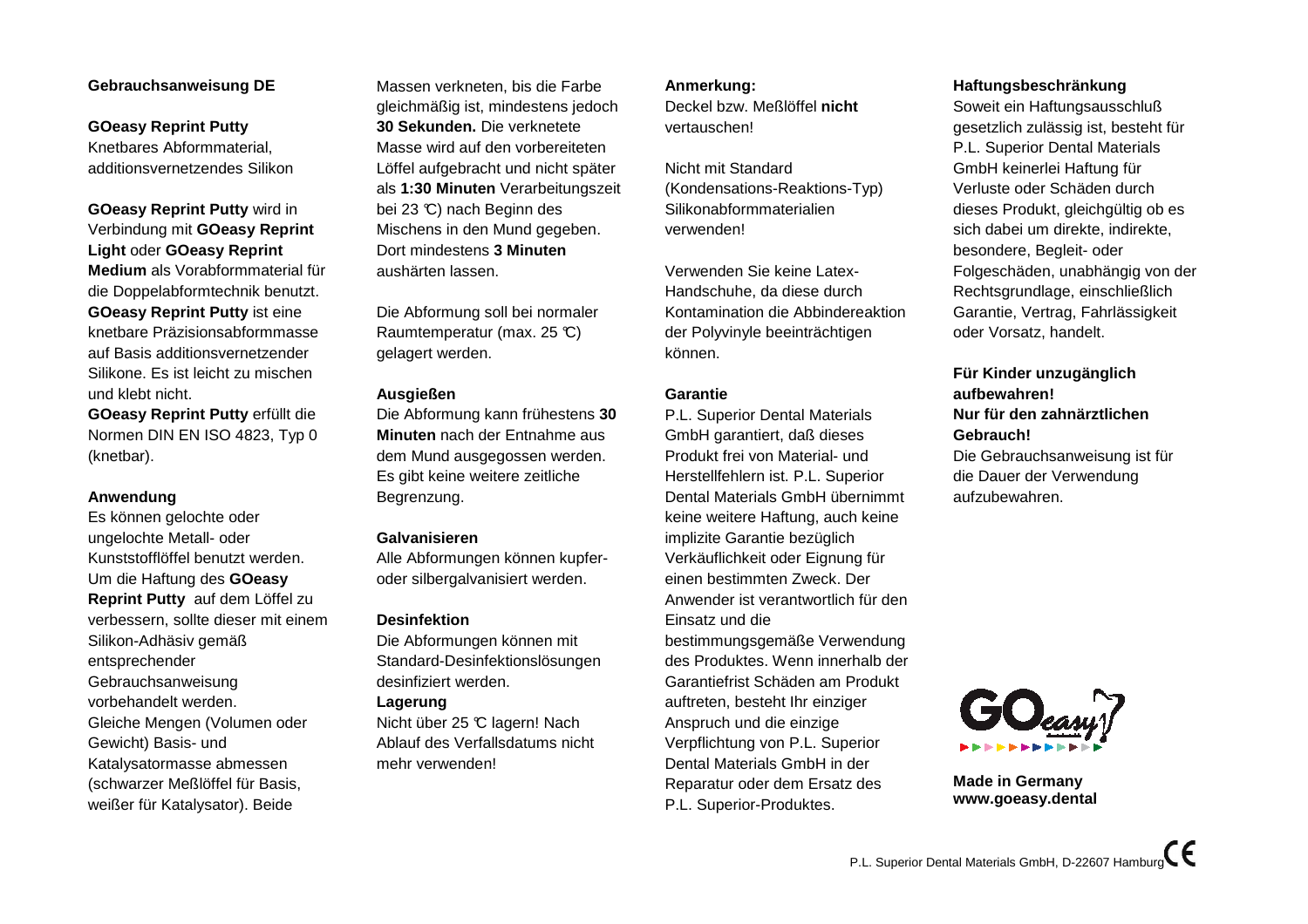## Gebrauchsanweisung DE

**GOeasy Reprint Putty**
Knetbares Abformmaterial, additionsvernetzendes Silikon

**GOeasy Reprint Putty** wird in Verbindung mit **GOeasy Reprint Light** oder **GOeasy Reprint Medium** als Vorabformmaterial für die Doppelabformtechnik benutzt. **GOeasy Reprint Putty** ist eine knetbare Präzisionsabformmasse auf Basis additionsvernetzender Silikone. Es ist leicht zu mischen und klebt nicht.
**GOeasy Reprint Putty** erfüllt die Normen DIN EN ISO 4823, Typ 0 (knetbar).

### Anwendung

Es können gelochte oder ungelochte Metall- oder Kunststofflöffel benutzt werden. Um die Haftung des **GOeasy Reprint Putty** auf dem Löffel zu verbessern, sollte dieser mit einem Silikon-Adhäsiv gemäß entsprechender Gebrauchsanweisung vorbehandelt werden.
Gleiche Mengen (Volumen oder Gewicht) Basis- und Katalysatormasse abmessen (schwarzer Meßlöffel für Basis, weißer für Katalysator). Beide Massen verkneten, bis die Farbe gleichmäßig ist, mindestens jedoch **30 Sekunden.** Die verknetete Masse wird auf den vorbereiteten Löffel aufgebracht und nicht später als **1:30 Minuten** Verarbeitungszeit bei 23 °C) nach Beginn des Mischens in den Mund gegeben. Dort mindestens **3 Minuten** aushärten lassen.

Die Abformung soll bei normaler Raumtemperatur (max. 25 °C) gelagert werden.

### Ausgießen

Die Abformung kann frühestens **30 Minuten** nach der Entnahme aus dem Mund ausgegossen werden. Es gibt keine weitere zeitliche Begrenzung.

### Galvanisieren

Alle Abformungen können kupfer- oder silbergalvanisiert werden.

### Desinfektion

Die Abformungen können mit Standard-Desinfektionslösungen desinfiziert werden.

### Lagerung

Nicht über 25 °C lagern! Nach Ablauf des Verfallsdatums nicht mehr verwenden!

### Anmerkung:

Deckel bzw. Meßlöffel **nicht** vertauschen!

Nicht mit Standard (Kondensations-Reaktions-Typ) Silikonabformmaterialien verwenden!

Verwenden Sie keine Latex-Handschuhe, da diese durch Kontamination die Abbindereaktion der Polyvinyle beeinträchtigen können.

### Garantie

P.L. Superior Dental Materials GmbH garantiert, daß dieses Produkt frei von Material- und Herstellfehlern ist. P.L. Superior Dental Materials GmbH übernimmt keine weitere Haftung, auch keine implizite Garantie bezüglich Verkäuflichkeit oder Eignung für einen bestimmten Zweck. Der Anwender ist verantwortlich für den Einsatz und die bestimmungsgemäße Verwendung des Produktes. Wenn innerhalb der Garantiefrist Schäden am Produkt auftreten, besteht Ihr einziger Anspruch und die einzige Verpflichtung von P.L. Superior Dental Materials GmbH in der Reparatur oder dem Ersatz des P.L. Superior-Produktes.

### Haftungsbeschränkung

Soweit ein Haftungsausschluß gesetzlich zulässig ist, besteht für P.L. Superior Dental Materials GmbH keinerlei Haftung für Verluste oder Schäden durch dieses Produkt, gleichgültig ob es sich dabei um direkte, indirekte, besondere, Begleit- oder Folgeschäden, unabhängig von der Rechtsgrundlage, einschließlich Garantie, Vertrag, Fahrlässigkeit oder Vorsatz, handelt.

**Für Kinder unzugänglich aufbewahren!**
**Nur für den zahnärztlichen Gebrauch!**
Die Gebrauchsanweisung ist für die Dauer der Verwendung aufzubewahren.

**Made in Germany**
**www.goeasy.dental**

P.L. Superior Dental Materials GmbH, D-22607 Hamburg CE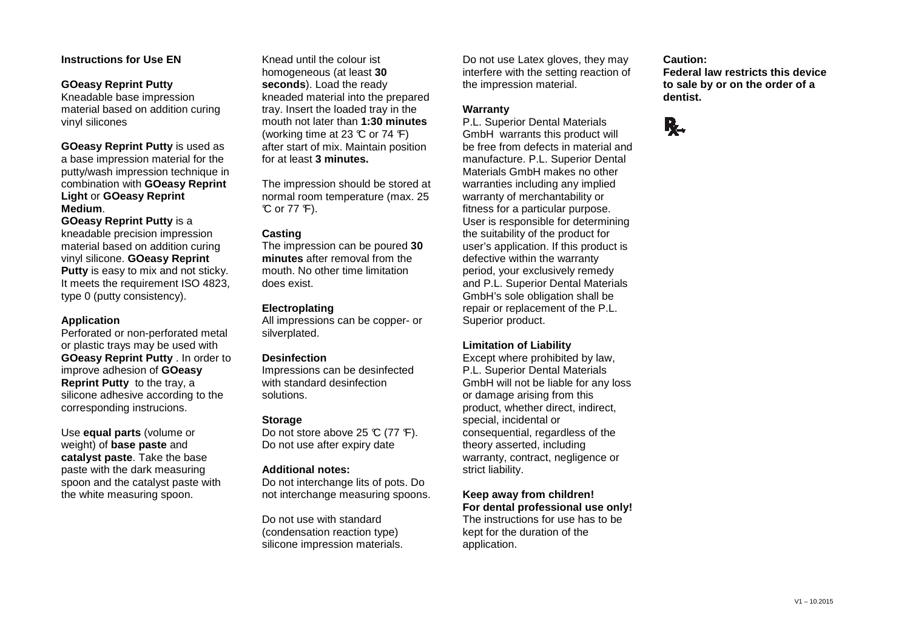**Instructions for Use EN**

**GOeasy Reprint Putty**
Kneadable base impression material based on addition curing vinyl silicones

**GOeasy Reprint Putty** is used as a base impression material for the putty/wash impression technique in combination with **GOeasy Reprint Light** or **GOeasy Reprint Medium**.
**GOeasy Reprint Putty** is a kneadable precision impression material based on addition curing vinyl silicone. **GOeasy Reprint Putty** is easy to mix and not sticky. It meets the requirement ISO 4823, type 0 (putty consistency).

**Application**
Perforated or non-perforated metal or plastic trays may be used with **GOeasy Reprint Putty** . In order to improve adhesion of **GOeasy Reprint Putty** to the tray, a silicone adhesive according to the corresponding instrucions.

Use **equal parts** (volume or weight) of **base paste** and **catalyst paste**. Take the base paste with the dark measuring spoon and the catalyst paste with the white measuring spoon.

Knead until the colour ist homogeneous (at least **30 seconds**). Load the ready kneaded material into the prepared tray. Insert the loaded tray in the mouth not later than **1:30 minutes** (working time at 23 °C or 74 °F) after start of mix. Maintain position for at least **3 minutes.**

The impression should be stored at normal room temperature (max. 25 °C or 77 °F).

**Casting**
The impression can be poured **30 minutes** after removal from the mouth. No other time limitation does exist.

**Electroplating**
All impressions can be copper- or silverplated.

**Desinfection**
Impressions can be desinfected with standard desinfection solutions.

**Storage**
Do not store above 25 °C (77 °F). Do not use after expiry date

**Additional notes:**
Do not interchange lits of pots. Do not interchange measuring spoons.

Do not use with standard (condensation reaction type) silicone impression materials.

Do not use Latex gloves, they may interfere with the setting reaction of the impression material.

**Warranty**
P.L. Superior Dental Materials GmbH warrants this product will be free from defects in material and manufacture. P.L. Superior Dental Materials GmbH makes no other warranties including any implied warranty of merchantability or fitness for a particular purpose. User is responsible for determining the suitability of the product for user's application. If this product is defective within the warranty period, your exclusively remedy and P.L. Superior Dental Materials GmbH's sole obligation shall be repair or replacement of the P.L. Superior product.

**Limitation of Liability**
Except where prohibited by law, P.L. Superior Dental Materials GmbH will not be liable for any loss or damage arising from this product, whether direct, indirect, special, incidental or consequential, regardless of the theory asserted, including warranty, contract, negligence or strict liability.

**Keep away from children!**
**For dental professional use only!**
The instructions for use has to be kept for the duration of the application.

**Caution:**
**Federal law restricts this device to sale by or on the order of a dentist.**

℞

V1 – 10.2015